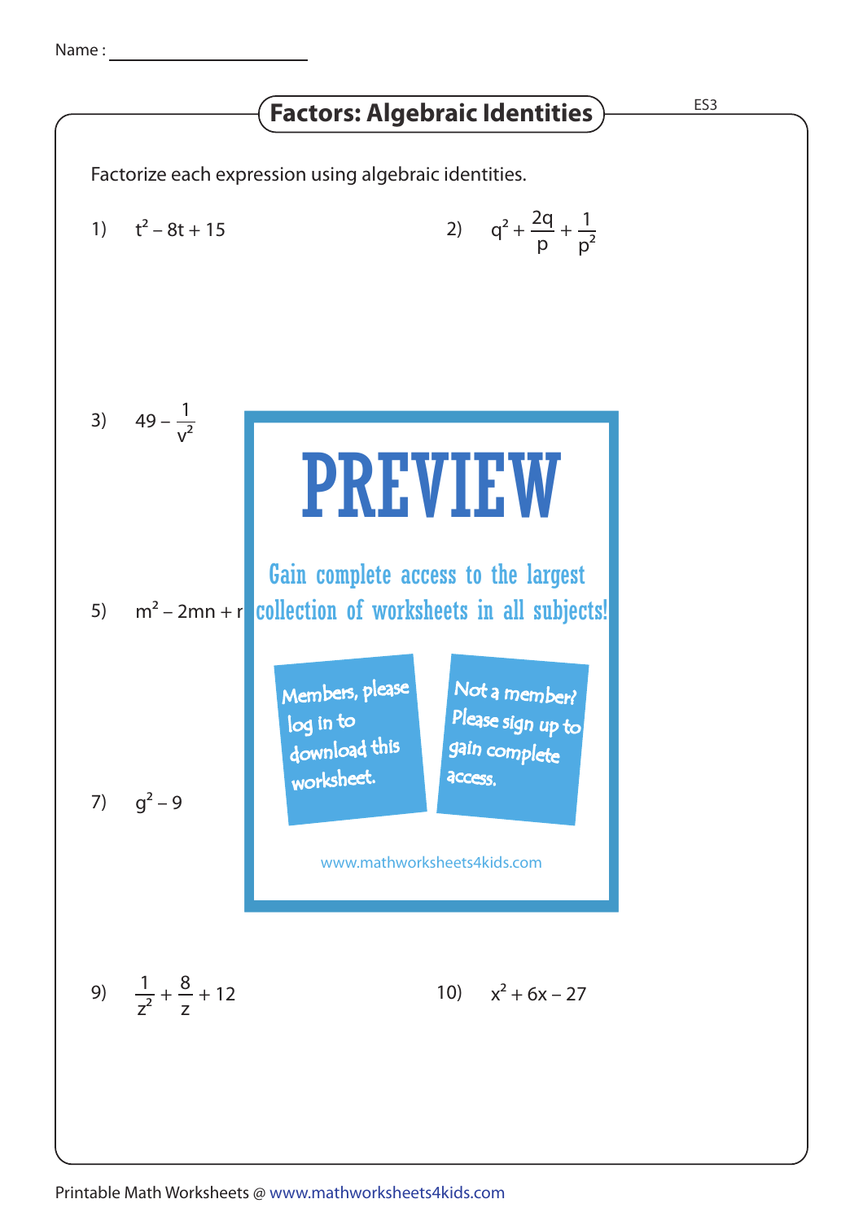Name : ____________________

## Factors: Algebraic Identities

ES3

Factorize each expression using algebraic identities.

1) $t^2 - 8t + 15$

2) $q^2 + \frac{2q}{p} + \frac{1}{p^2}$

3) $49 - \frac{1}{v^2}$

5) $m^2 - 2mn + r$

7) $g^2 - 9$

PREVIEW

Gain complete access to the largest collection of worksheets in all subjects!

Members, please log in to download this worksheet.

Not a member? Please sign up to gain complete access.

www.mathworksheets4kids.com

9) $\frac{1}{z^2} + \frac{8}{z} + 12$

10) $x^2 + 6x - 27$

Printable Math Worksheets @ www.mathworksheets4kids.com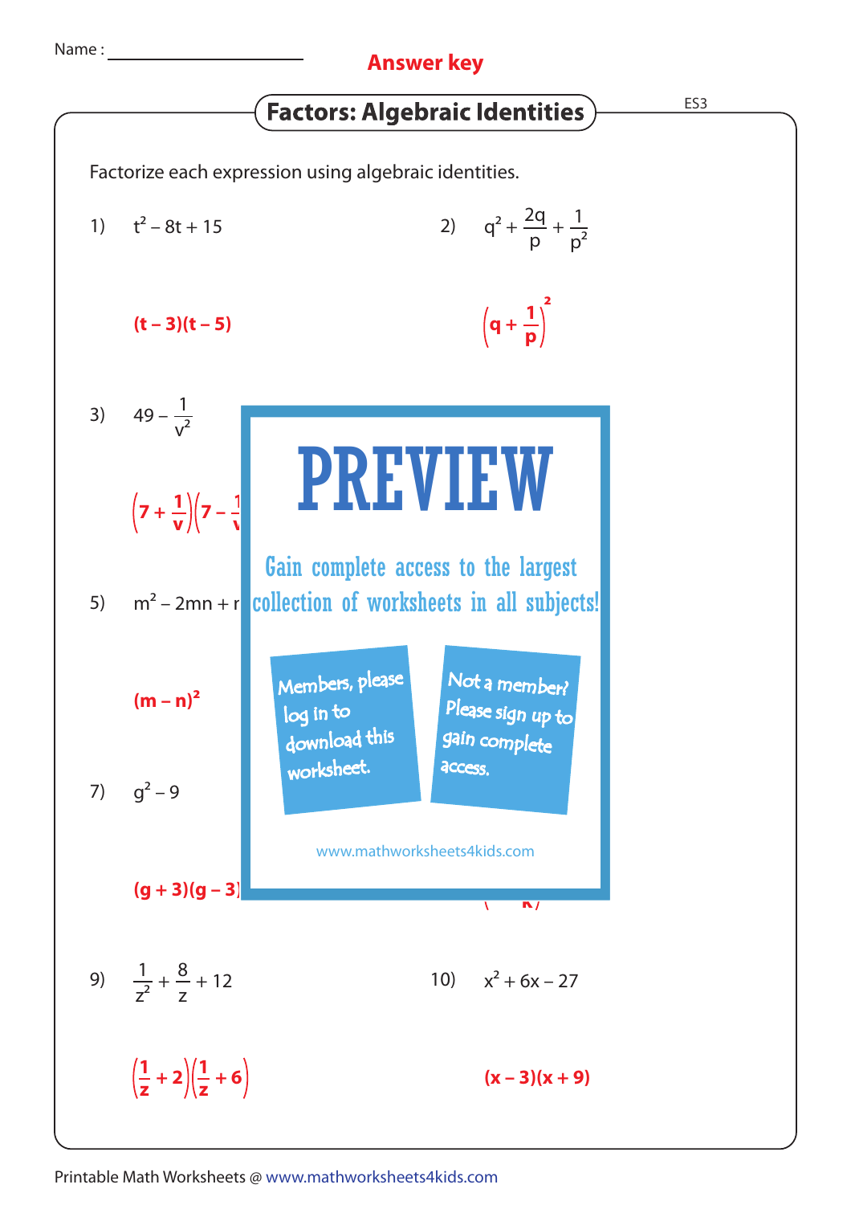Name : ____________________

**Answer key**

# Factors: Algebraic Identities

ES3

Factorize each expression using algebraic identities.

1) $t^2 - 8t + 15$

**$(t - 3)(t - 5)$**

2) $q^2 + \frac{2q}{p} + \frac{1}{p^2}$

**$\left(q + \frac{1}{p}\right)^2$**

3) $49 - \frac{1}{v^2}$

**$\left(7 + \frac{1}{v}\right)\left(7 - \frac{1}{v}\right)$**

5) $m^2 - 2mn + n^2$

**$(m - n)^2$**

7) $g^2 - 9$

**$(g + 3)(g - 3)$**

PREVIEW

Gain complete access to the largest collection of worksheets in all subjects!

Members, please log in to download this worksheet.

Not a member? Please sign up to gain complete access.

www.mathworksheets4kids.com

9) $\frac{1}{z^2} + \frac{8}{z} + 12$

**$\left(\frac{1}{z} + 2\right)\left(\frac{1}{z} + 6\right)$**

10) $x^2 + 6x - 27$

**$(x - 3)(x + 9)$**

Printable Math Worksheets @ www.mathworksheets4kids.com